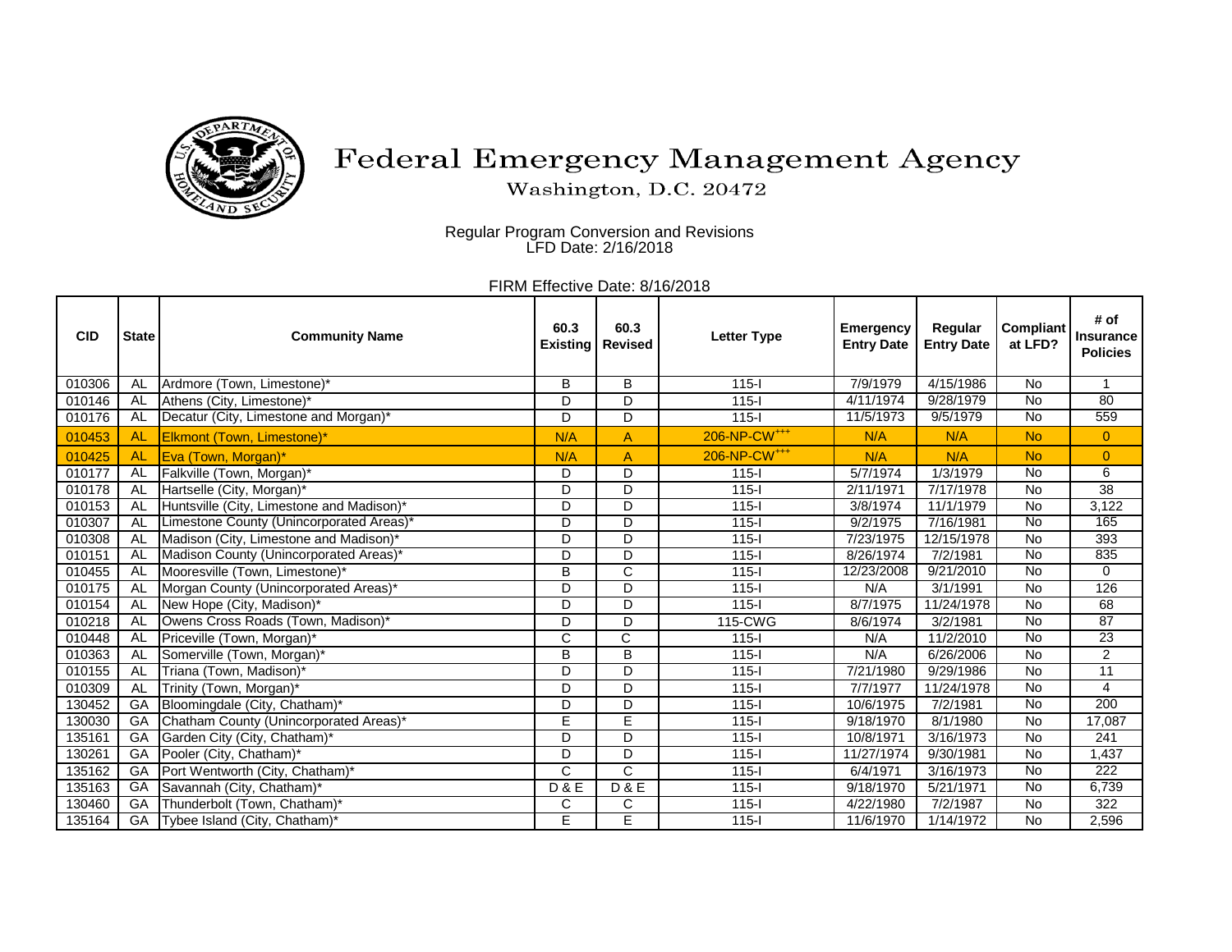# Federal Emergency Management Agency

Washington, D.C. 20472

Regular Program Conversion and Revisions
LFD Date: 2/16/2018

FIRM Effective Date: 8/16/2018

| CID | State | Community Name | 60.3 Existing | 60.3 Revised | Letter Type | Emergency Entry Date | Regular Entry Date | Compliant at LFD? | # of Insurance Policies |
|---|---|---|---|---|---|---|---|---|---|
| 010306 | AL | Ardmore (Town, Limestone)* | B | B | 115-I | 7/9/1979 | 4/15/1986 | No | 1 |
| 010146 | AL | Athens (City, Limestone)* | D | D | 115-I | 4/11/1974 | 9/28/1979 | No | 80 |
| 010176 | AL | Decatur (City, Limestone and Morgan)* | D | D | 115-I | 11/5/1973 | 9/5/1979 | No | 559 |
| 010453 | AL | Elkmont (Town, Limestone)* | N/A | A | 206-NP-CW+++ | N/A | N/A | No | 0 |
| 010425 | AL | Eva (Town, Morgan)* | N/A | A | 206-NP-CW+++ | N/A | N/A | No | 0 |
| 010177 | AL | Falkville (Town, Morgan)* | D | D | 115-I | 5/7/1974 | 1/3/1979 | No | 6 |
| 010178 | AL | Hartselle (City, Morgan)* | D | D | 115-I | 2/11/1971 | 7/17/1978 | No | 38 |
| 010153 | AL | Huntsville (City, Limestone and Madison)* | D | D | 115-I | 3/8/1974 | 11/1/1979 | No | 3,122 |
| 010307 | AL | Limestone County (Unincorporated Areas)* | D | D | 115-I | 9/2/1975 | 7/16/1981 | No | 165 |
| 010308 | AL | Madison (City, Limestone and Madison)* | D | D | 115-I | 7/23/1975 | 12/15/1978 | No | 393 |
| 010151 | AL | Madison County (Unincorporated Areas)* | D | D | 115-I | 8/26/1974 | 7/2/1981 | No | 835 |
| 010455 | AL | Mooresville (Town, Limestone)* | B | C | 115-I | 12/23/2008 | 9/21/2010 | No | 0 |
| 010175 | AL | Morgan County (Unincorporated Areas)* | D | D | 115-I | N/A | 3/1/1991 | No | 126 |
| 010154 | AL | New Hope (City, Madison)* | D | D | 115-I | 8/7/1975 | 11/24/1978 | No | 68 |
| 010218 | AL | Owens Cross Roads (Town, Madison)* | D | D | 115-CWG | 8/6/1974 | 3/2/1981 | No | 87 |
| 010448 | AL | Priceville (Town, Morgan)* | C | C | 115-I | N/A | 11/2/2010 | No | 23 |
| 010363 | AL | Somerville (Town, Morgan)* | B | B | 115-I | N/A | 6/26/2006 | No | 2 |
| 010155 | AL | Triana (Town, Madison)* | D | D | 115-I | 7/21/1980 | 9/29/1986 | No | 11 |
| 010309 | AL | Trinity (Town, Morgan)* | D | D | 115-I | 7/7/1977 | 11/24/1978 | No | 4 |
| 130452 | GA | Bloomingdale (City, Chatham)* | D | D | 115-I | 10/6/1975 | 7/2/1981 | No | 200 |
| 130030 | GA | Chatham County (Unincorporated Areas)* | E | E | 115-I | 9/18/1970 | 8/1/1980 | No | 17,087 |
| 135161 | GA | Garden City (City, Chatham)* | D | D | 115-I | 10/8/1971 | 3/16/1973 | No | 241 |
| 130261 | GA | Pooler (City, Chatham)* | D | D | 115-I | 11/27/1974 | 9/30/1981 | No | 1,437 |
| 135162 | GA | Port Wentworth (City, Chatham)* | C | C | 115-I | 6/4/1971 | 3/16/1973 | No | 222 |
| 135163 | GA | Savannah (City, Chatham)* | D & E | D & E | 115-I | 9/18/1970 | 5/21/1971 | No | 6,739 |
| 130460 | GA | Thunderbolt (Town, Chatham)* | C | C | 115-I | 4/22/1980 | 7/2/1987 | No | 322 |
| 135164 | GA | Tybee Island (City, Chatham)* | E | E | 115-I | 11/6/1970 | 1/14/1972 | No | 2,596 |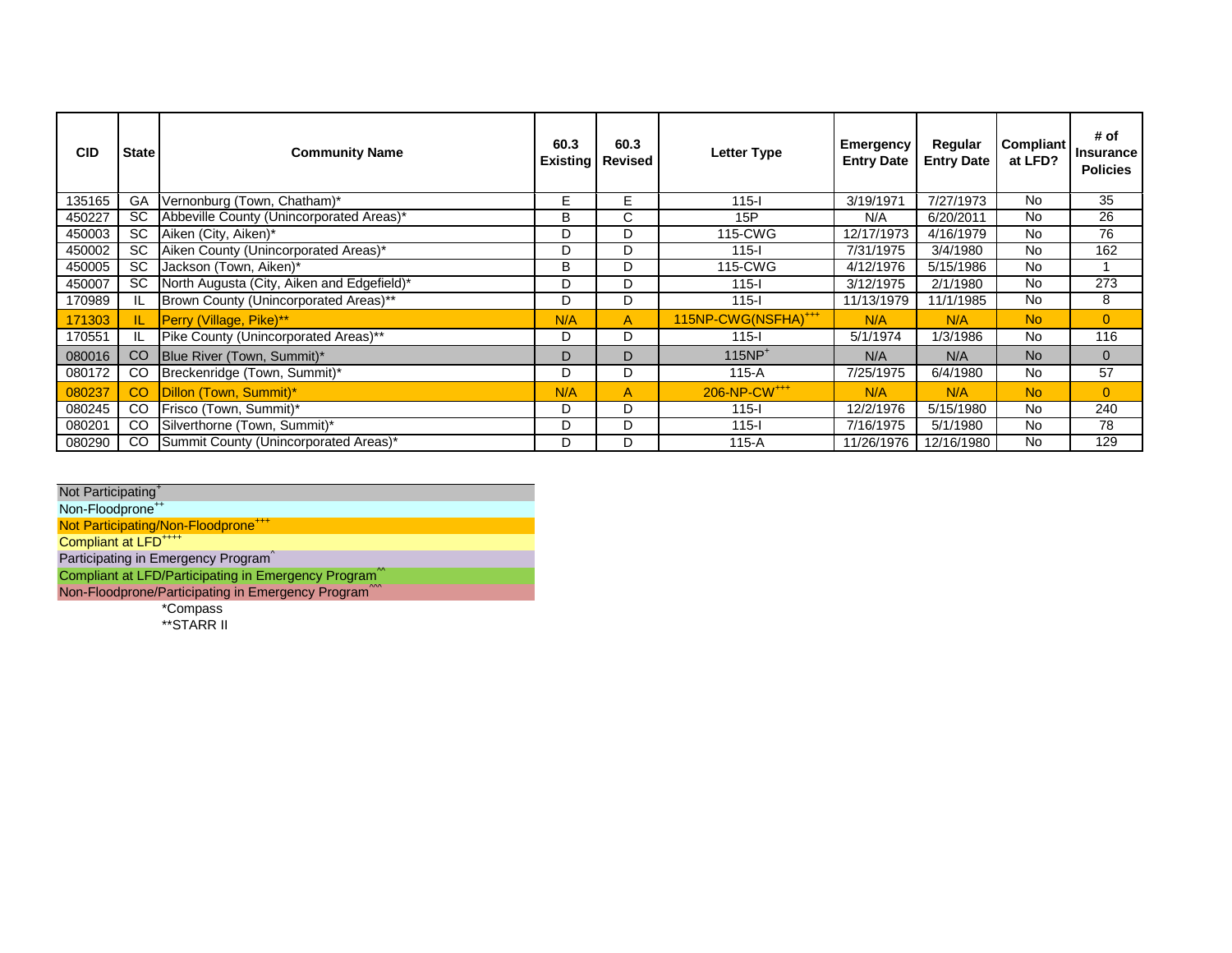| CID | State | Community Name | 60.3 Existing | 60.3 Revised | Letter Type | Emergency Entry Date | Regular Entry Date | Compliant at LFD? | # of Insurance Policies |
|---|---|---|---|---|---|---|---|---|---|
| 135165 | GA | Vernonburg (Town, Chatham)* | E | E | 115-I | 3/19/1971 | 7/27/1973 | No | 35 |
| 450227 | SC | Abbeville County (Unincorporated Areas)* | B | C | 15P | N/A | 6/20/2011 | No | 26 |
| 450003 | SC | Aiken (City, Aiken)* | D | D | 115-CWG | 12/17/1973 | 4/16/1979 | No | 76 |
| 450002 | SC | Aiken County (Unincorporated Areas)* | D | D | 115-I | 7/31/1975 | 3/4/1980 | No | 162 |
| 450005 | SC | Jackson (Town, Aiken)* | B | D | 115-CWG | 4/12/1976 | 5/15/1986 | No | 1 |
| 450007 | SC | North Augusta (City, Aiken and Edgefield)* | D | D | 115-I | 3/12/1975 | 2/1/1980 | No | 273 |
| 170989 | IL | Brown County (Unincorporated Areas)** | D | D | 115-I | 11/13/1979 | 11/1/1985 | No | 8 |
| 171303 | IL | Perry (Village, Pike)** | N/A | A | 115NP-CWG(NSFHA)+++ | N/A | N/A | No | 0 |
| 170551 | IL | Pike County (Unincorporated Areas)** | D | D | 115-I | 5/1/1974 | 1/3/1986 | No | 116 |
| 080016 | CO | Blue River (Town, Summit)* | D | D | 115NP+ | N/A | N/A | No | 0 |
| 080172 | CO | Breckenridge (Town, Summit)* | D | D | 115-A | 7/25/1975 | 6/4/1980 | No | 57 |
| 080237 | CO | Dillon (Town, Summit)* | N/A | A | 206-NP-CW+++ | N/A | N/A | No | 0 |
| 080245 | CO | Frisco (Town, Summit)* | D | D | 115-I | 12/2/1976 | 5/15/1980 | No | 240 |
| 080201 | CO | Silverthorne (Town, Summit)* | D | D | 115-I | 7/16/1975 | 5/1/1980 | No | 78 |
| 080290 | CO | Summit County (Unincorporated Areas)* | D | D | 115-A | 11/26/1976 | 12/16/1980 | No | 129 |

Not Participating+

Non-Floodprone++

Not Participating/Non-Floodprone+++

Compliant at LFD++++

Participating in Emergency Program^

Compliant at LFD/Participating in Emergency Program^^

Non-Floodprone/Participating in Emergency Program^^^

*Compass

**STARR II